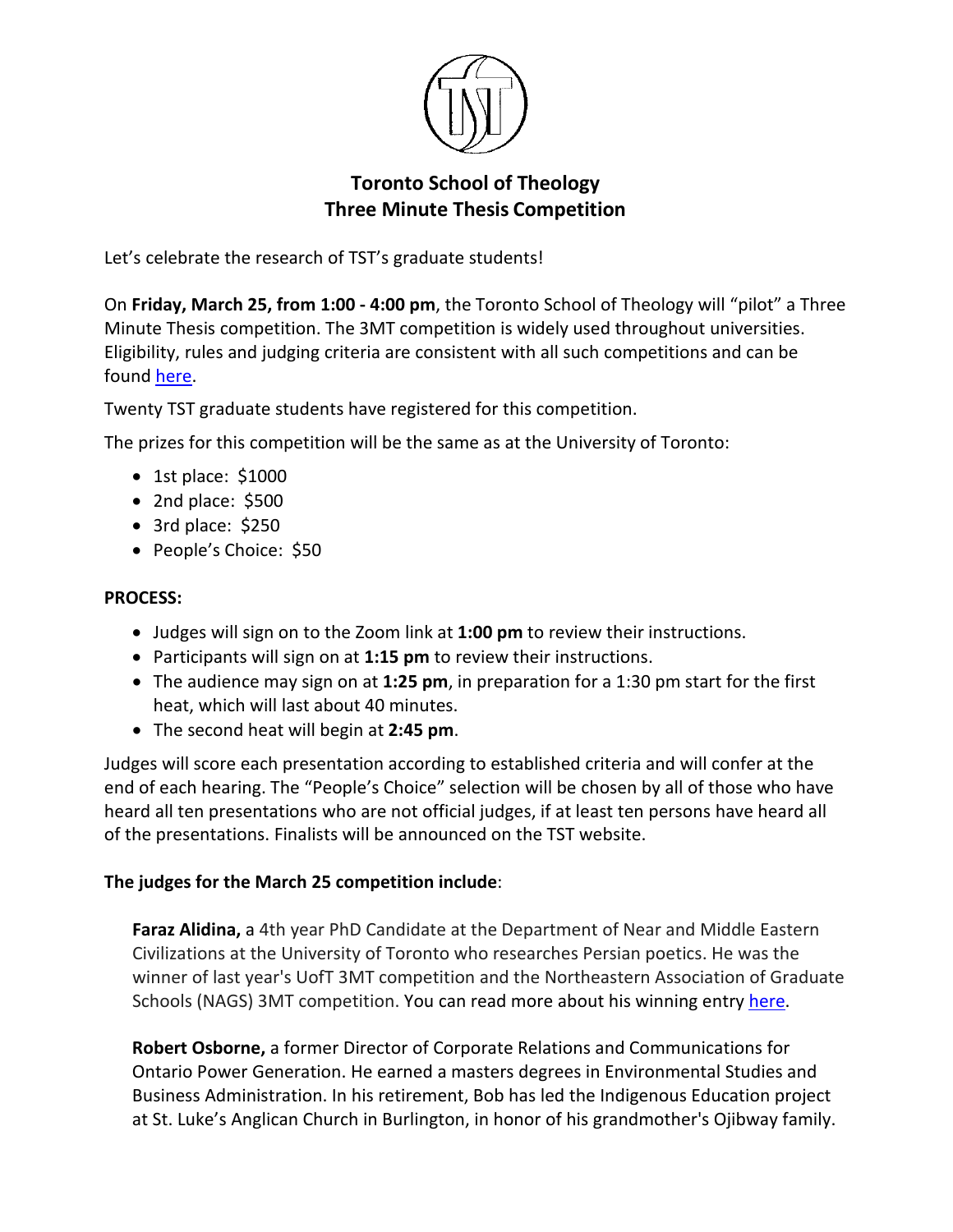# Toronto School of Theology
## Three Minute Thesis Competition

Let's celebrate the research of TST's graduate students!

On **Friday, March 25, from 1:00 - 4:00 pm**, the Toronto School of Theology will "pilot" a Three Minute Thesis competition. The 3MT competition is widely used throughout universities. Eligibility, rules and judging criteria are consistent with all such competitions and can be found here.

Twenty TST graduate students have registered for this competition.

The prizes for this competition will be the same as at the University of Toronto:

- 1st place: $1000
- 2nd place: $500
- 3rd place: $250
- People's Choice: $50

**PROCESS:**

- Judges will sign on to the Zoom link at **1:00 pm** to review their instructions.
- Participants will sign on at **1:15 pm** to review their instructions.
- The audience may sign on at **1:25 pm**, in preparation for a 1:30 pm start for the first heat, which will last about 40 minutes.
- The second heat will begin at **2:45 pm**.

Judges will score each presentation according to established criteria and will confer at the end of each hearing. The "People's Choice" selection will be chosen by all of those who have heard all ten presentations who are not official judges, if at least ten persons have heard all of the presentations. Finalists will be announced on the TST website.

**The judges for the March 25 competition include**:

**Faraz Alidina,** a 4th year PhD Candidate at the Department of Near and Middle Eastern Civilizations at the University of Toronto who researches Persian poetics. He was the winner of last year's UofT 3MT competition and the Northeastern Association of Graduate Schools (NAGS) 3MT competition. You can read more about his winning entry here.

**Robert Osborne,** a former Director of Corporate Relations and Communications for Ontario Power Generation. He earned a masters degrees in Environmental Studies and Business Administration. In his retirement, Bob has led the Indigenous Education project at St. Luke's Anglican Church in Burlington, in honor of his grandmother's Ojibway family.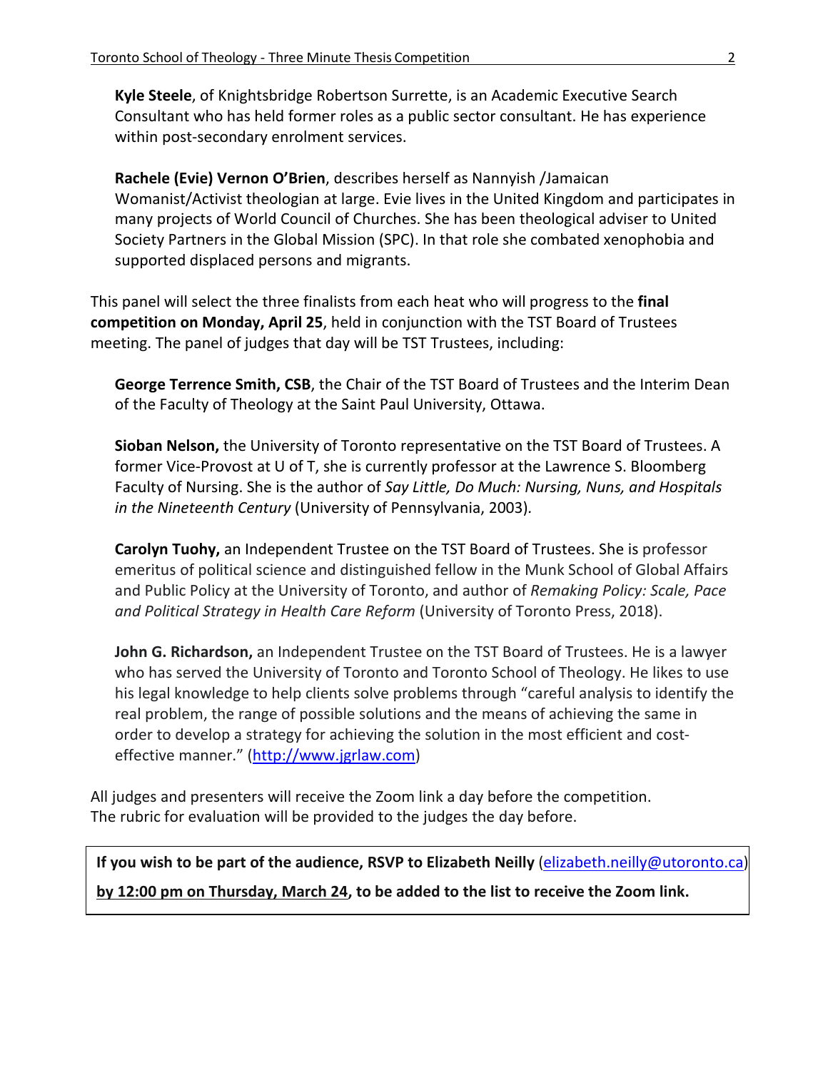**Kyle Steele**, of Knightsbridge Robertson Surrette, is an Academic Executive Search Consultant who has held former roles as a public sector consultant. He has experience within post-secondary enrolment services.

**Rachele (Evie) Vernon O'Brien**, describes herself as Nannyish /Jamaican Womanist/Activist theologian at large. Evie lives in the United Kingdom and participates in many projects of World Council of Churches. She has been theological adviser to United Society Partners in the Global Mission (SPC). In that role she combated xenophobia and supported displaced persons and migrants.

This panel will select the three finalists from each heat who will progress to the **final competition on Monday, April 25**, held in conjunction with the TST Board of Trustees meeting. The panel of judges that day will be TST Trustees, including:

**George Terrence Smith, CSB**, the Chair of the TST Board of Trustees and the Interim Dean of the Faculty of Theology at the Saint Paul University, Ottawa.

**Sioban Nelson,** the University of Toronto representative on the TST Board of Trustees. A former Vice-Provost at U of T, she is currently professor at the Lawrence S. Bloomberg Faculty of Nursing. She is the author of *Say Little, Do Much: Nursing, Nuns, and Hospitals in the Nineteenth Century* (University of Pennsylvania, 2003).

**Carolyn Tuohy,** an Independent Trustee on the TST Board of Trustees. She is professor emeritus of political science and distinguished fellow in the Munk School of Global Affairs and Public Policy at the University of Toronto, and author of *Remaking Policy: Scale, Pace and Political Strategy in Health Care Reform* (University of Toronto Press, 2018).

**John G. Richardson,** an Independent Trustee on the TST Board of Trustees. He is a lawyer who has served the University of Toronto and Toronto School of Theology. He likes to use his legal knowledge to help clients solve problems through "careful analysis to identify the real problem, the range of possible solutions and the means of achieving the same in order to develop a strategy for achieving the solution in the most efficient and cost-effective manner." (http://www.jgrlaw.com)

All judges and presenters will receive the Zoom link a day before the competition.
The rubric for evaluation will be provided to the judges the day before.

**If you wish to be part of the audience, RSVP to Elizabeth Neilly** (elizabeth.neilly@utoronto.ca) **by 12:00 pm on Thursday, March 24, to be added to the list to receive the Zoom link.**